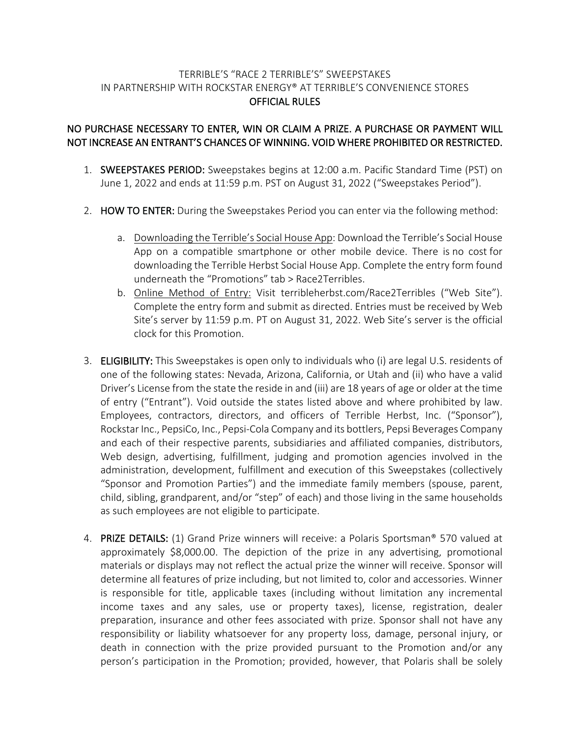# TERRIBLE'S "RACE 2 TERRIBLE'S" SWEEPSTAKES
# IN PARTNERSHIP WITH ROCKSTAR ENERGY® AT TERRIBLE'S CONVENIENCE STORES
# OFFICIAL RULES

**NO PURCHASE NECESSARY TO ENTER, WIN OR CLAIM A PRIZE. A PURCHASE OR PAYMENT WILL NOT INCREASE AN ENTRANT'S CHANCES OF WINNING. VOID WHERE PROHIBITED OR RESTRICTED.**

1. **SWEEPSTAKES PERIOD:** Sweepstakes begins at 12:00 a.m. Pacific Standard Time (PST) on June 1, 2022 and ends at 11:59 p.m. PST on August 31, 2022 ("Sweepstakes Period").

2. **HOW TO ENTER:** During the Sweepstakes Period you can enter via the following method:

   a. Downloading the Terrible's Social House App: Download the Terrible's Social House App on a compatible smartphone or other mobile device. There is no cost for downloading the Terrible Herbst Social House App. Complete the entry form found underneath the "Promotions" tab > Race2Terribles.

   b. Online Method of Entry: Visit terribleherbst.com/Race2Terribles ("Web Site"). Complete the entry form and submit as directed. Entries must be received by Web Site's server by 11:59 p.m. PT on August 31, 2022. Web Site's server is the official clock for this Promotion.

3. **ELIGIBILITY:** This Sweepstakes is open only to individuals who (i) are legal U.S. residents of one of the following states: Nevada, Arizona, California, or Utah and (ii) who have a valid Driver's License from the state the reside in and (iii) are 18 years of age or older at the time of entry ("Entrant"). Void outside the states listed above and where prohibited by law. Employees, contractors, directors, and officers of Terrible Herbst, Inc. ("Sponsor"), Rockstar Inc., PepsiCo, Inc., Pepsi-Cola Company and its bottlers, Pepsi Beverages Company and each of their respective parents, subsidiaries and affiliated companies, distributors, Web design, advertising, fulfillment, judging and promotion agencies involved in the administration, development, fulfillment and execution of this Sweepstakes (collectively "Sponsor and Promotion Parties") and the immediate family members (spouse, parent, child, sibling, grandparent, and/or "step" of each) and those living in the same households as such employees are not eligible to participate.

4. **PRIZE DETAILS:** (1) Grand Prize winners will receive: a Polaris Sportsman® 570 valued at approximately $8,000.00. The depiction of the prize in any advertising, promotional materials or displays may not reflect the actual prize the winner will receive. Sponsor will determine all features of prize including, but not limited to, color and accessories. Winner is responsible for title, applicable taxes (including without limitation any incremental income taxes and any sales, use or property taxes), license, registration, dealer preparation, insurance and other fees associated with prize. Sponsor shall not have any responsibility or liability whatsoever for any property loss, damage, personal injury, or death in connection with the prize provided pursuant to the Promotion and/or any person's participation in the Promotion; provided, however, that Polaris shall be solely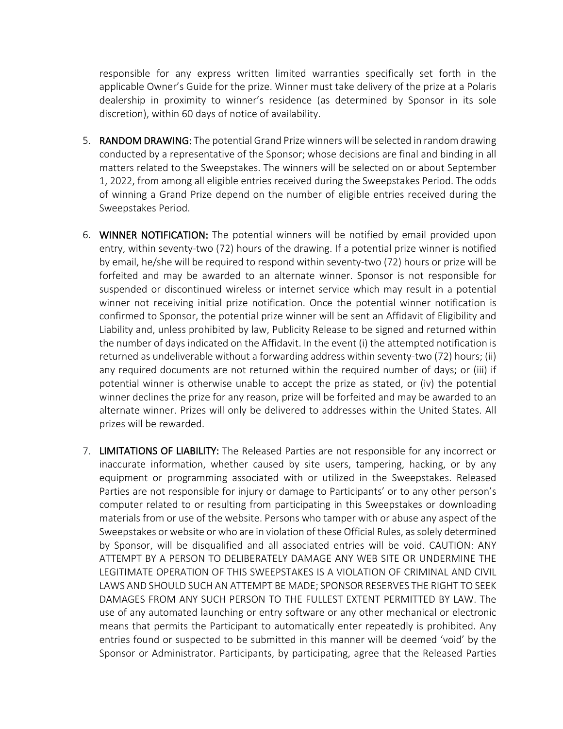responsible for any express written limited warranties specifically set forth in the applicable Owner's Guide for the prize. Winner must take delivery of the prize at a Polaris dealership in proximity to winner's residence (as determined by Sponsor in its sole discretion), within 60 days of notice of availability.

5. **RANDOM DRAWING:** The potential Grand Prize winners will be selected in random drawing conducted by a representative of the Sponsor; whose decisions are final and binding in all matters related to the Sweepstakes. The winners will be selected on or about September 1, 2022, from among all eligible entries received during the Sweepstakes Period. The odds of winning a Grand Prize depend on the number of eligible entries received during the Sweepstakes Period.

6. **WINNER NOTIFICATION:** The potential winners will be notified by email provided upon entry, within seventy-two (72) hours of the drawing. If a potential prize winner is notified by email, he/she will be required to respond within seventy-two (72) hours or prize will be forfeited and may be awarded to an alternate winner. Sponsor is not responsible for suspended or discontinued wireless or internet service which may result in a potential winner not receiving initial prize notification. Once the potential winner notification is confirmed to Sponsor, the potential prize winner will be sent an Affidavit of Eligibility and Liability and, unless prohibited by law, Publicity Release to be signed and returned within the number of days indicated on the Affidavit. In the event (i) the attempted notification is returned as undeliverable without a forwarding address within seventy-two (72) hours; (ii) any required documents are not returned within the required number of days; or (iii) if potential winner is otherwise unable to accept the prize as stated, or (iv) the potential winner declines the prize for any reason, prize will be forfeited and may be awarded to an alternate winner. Prizes will only be delivered to addresses within the United States. All prizes will be rewarded.

7. **LIMITATIONS OF LIABILITY:** The Released Parties are not responsible for any incorrect or inaccurate information, whether caused by site users, tampering, hacking, or by any equipment or programming associated with or utilized in the Sweepstakes. Released Parties are not responsible for injury or damage to Participants' or to any other person's computer related to or resulting from participating in this Sweepstakes or downloading materials from or use of the website. Persons who tamper with or abuse any aspect of the Sweepstakes or website or who are in violation of these Official Rules, as solely determined by Sponsor, will be disqualified and all associated entries will be void. CAUTION: ANY ATTEMPT BY A PERSON TO DELIBERATELY DAMAGE ANY WEB SITE OR UNDERMINE THE LEGITIMATE OPERATION OF THIS SWEEPSTAKES IS A VIOLATION OF CRIMINAL AND CIVIL LAWS AND SHOULD SUCH AN ATTEMPT BE MADE; SPONSOR RESERVES THE RIGHT TO SEEK DAMAGES FROM ANY SUCH PERSON TO THE FULLEST EXTENT PERMITTED BY LAW. The use of any automated launching or entry software or any other mechanical or electronic means that permits the Participant to automatically enter repeatedly is prohibited. Any entries found or suspected to be submitted in this manner will be deemed 'void' by the Sponsor or Administrator. Participants, by participating, agree that the Released Parties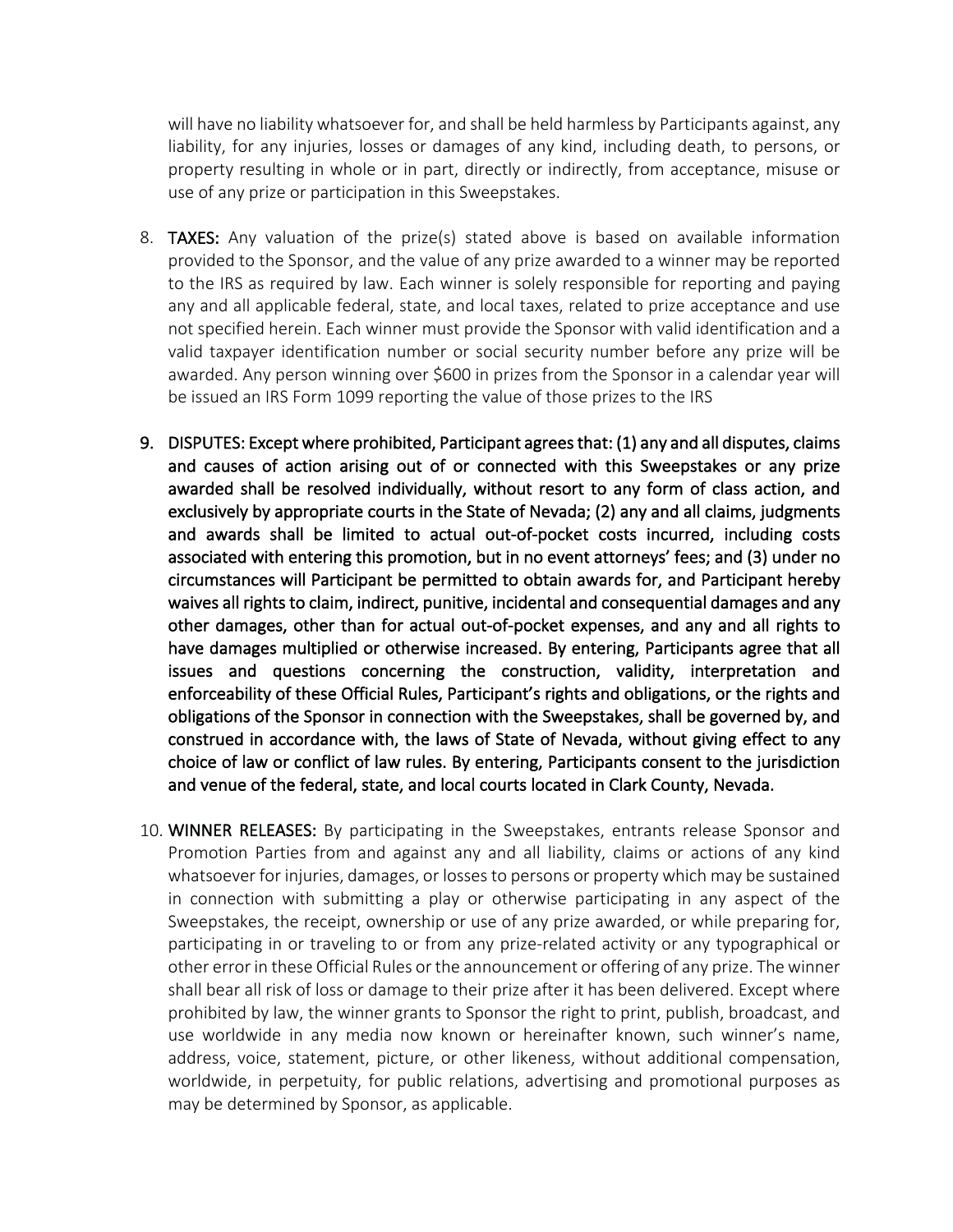will have no liability whatsoever for, and shall be held harmless by Participants against, any liability, for any injuries, losses or damages of any kind, including death, to persons, or property resulting in whole or in part, directly or indirectly, from acceptance, misuse or use of any prize or participation in this Sweepstakes.

8. **TAXES:** Any valuation of the prize(s) stated above is based on available information provided to the Sponsor, and the value of any prize awarded to a winner may be reported to the IRS as required by law. Each winner is solely responsible for reporting and paying any and all applicable federal, state, and local taxes, related to prize acceptance and use not specified herein. Each winner must provide the Sponsor with valid identification and a valid taxpayer identification number or social security number before any prize will be awarded. Any person winning over $600 in prizes from the Sponsor in a calendar year will be issued an IRS Form 1099 reporting the value of those prizes to the IRS

9. **DISPUTES: Except where prohibited, Participant agrees that: (1) any and all disputes, claims and causes of action arising out of or connected with this Sweepstakes or any prize awarded shall be resolved individually, without resort to any form of class action, and exclusively by appropriate courts in the State of Nevada; (2) any and all claims, judgments and awards shall be limited to actual out-of-pocket costs incurred, including costs associated with entering this promotion, but in no event attorneys' fees; and (3) under no circumstances will Participant be permitted to obtain awards for, and Participant hereby waives all rights to claim, indirect, punitive, incidental and consequential damages and any other damages, other than for actual out-of-pocket expenses, and any and all rights to have damages multiplied or otherwise increased. By entering, Participants agree that all issues and questions concerning the construction, validity, interpretation and enforceability of these Official Rules, Participant's rights and obligations, or the rights and obligations of the Sponsor in connection with the Sweepstakes, shall be governed by, and construed in accordance with, the laws of State of Nevada, without giving effect to any choice of law or conflict of law rules. By entering, Participants consent to the jurisdiction and venue of the federal, state, and local courts located in Clark County, Nevada.**

10. **WINNER RELEASES:** By participating in the Sweepstakes, entrants release Sponsor and Promotion Parties from and against any and all liability, claims or actions of any kind whatsoever for injuries, damages, or losses to persons or property which may be sustained in connection with submitting a play or otherwise participating in any aspect of the Sweepstakes, the receipt, ownership or use of any prize awarded, or while preparing for, participating in or traveling to or from any prize-related activity or any typographical or other error in these Official Rules or the announcement or offering of any prize. The winner shall bear all risk of loss or damage to their prize after it has been delivered. Except where prohibited by law, the winner grants to Sponsor the right to print, publish, broadcast, and use worldwide in any media now known or hereinafter known, such winner's name, address, voice, statement, picture, or other likeness, without additional compensation, worldwide, in perpetuity, for public relations, advertising and promotional purposes as may be determined by Sponsor, as applicable.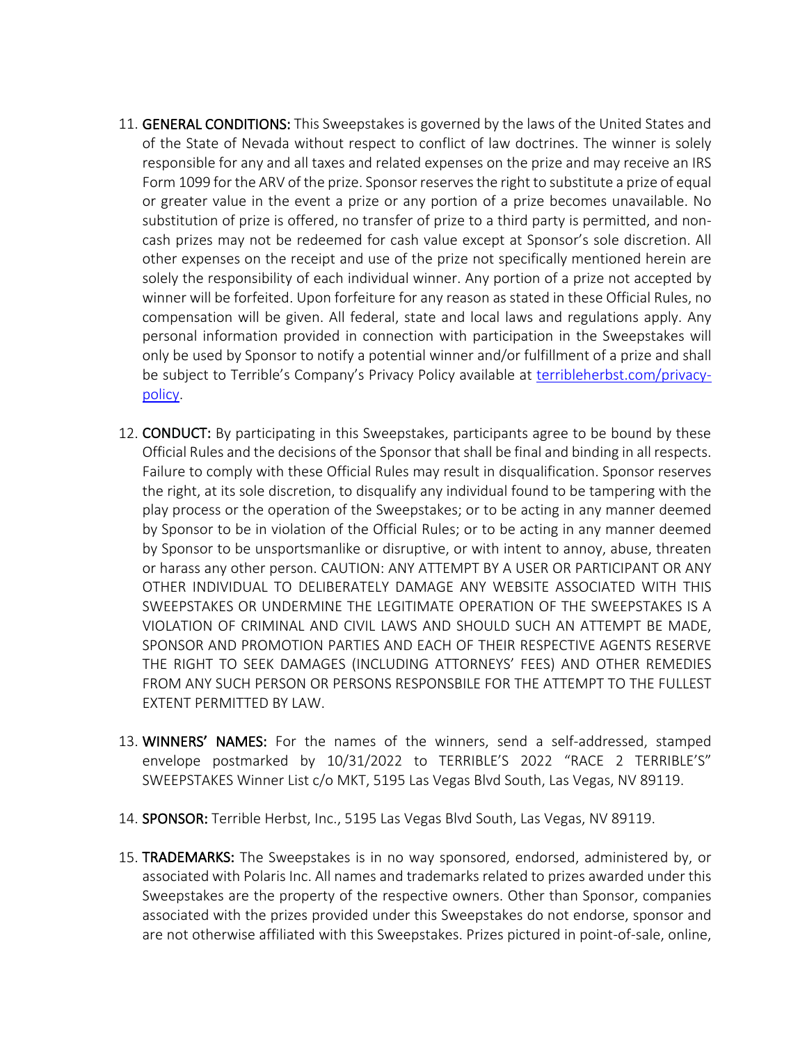11. **GENERAL CONDITIONS:** This Sweepstakes is governed by the laws of the United States and of the State of Nevada without respect to conflict of law doctrines. The winner is solely responsible for any and all taxes and related expenses on the prize and may receive an IRS Form 1099 for the ARV of the prize. Sponsor reserves the right to substitute a prize of equal or greater value in the event a prize or any portion of a prize becomes unavailable. No substitution of prize is offered, no transfer of prize to a third party is permitted, and non-cash prizes may not be redeemed for cash value except at Sponsor's sole discretion. All other expenses on the receipt and use of the prize not specifically mentioned herein are solely the responsibility of each individual winner. Any portion of a prize not accepted by winner will be forfeited. Upon forfeiture for any reason as stated in these Official Rules, no compensation will be given. All federal, state and local laws and regulations apply. Any personal information provided in connection with participation in the Sweepstakes will only be used by Sponsor to notify a potential winner and/or fulfillment of a prize and shall be subject to Terrible's Company's Privacy Policy available at [terribleherbst.com/privacy-policy](terribleherbst.com/privacy-policy).

12. **CONDUCT:** By participating in this Sweepstakes, participants agree to be bound by these Official Rules and the decisions of the Sponsor that shall be final and binding in all respects. Failure to comply with these Official Rules may result in disqualification. Sponsor reserves the right, at its sole discretion, to disqualify any individual found to be tampering with the play process or the operation of the Sweepstakes; or to be acting in any manner deemed by Sponsor to be in violation of the Official Rules; or to be acting in any manner deemed by Sponsor to be unsportsmanlike or disruptive, or with intent to annoy, abuse, threaten or harass any other person. CAUTION: ANY ATTEMPT BY A USER OR PARTICIPANT OR ANY OTHER INDIVIDUAL TO DELIBERATELY DAMAGE ANY WEBSITE ASSOCIATED WITH THIS SWEEPSTAKES OR UNDERMINE THE LEGITIMATE OPERATION OF THE SWEEPSTAKES IS A VIOLATION OF CRIMINAL AND CIVIL LAWS AND SHOULD SUCH AN ATTEMPT BE MADE, SPONSOR AND PROMOTION PARTIES AND EACH OF THEIR RESPECTIVE AGENTS RESERVE THE RIGHT TO SEEK DAMAGES (INCLUDING ATTORNEYS' FEES) AND OTHER REMEDIES FROM ANY SUCH PERSON OR PERSONS RESPONSBILE FOR THE ATTEMPT TO THE FULLEST EXTENT PERMITTED BY LAW.

13. **WINNERS' NAMES:** For the names of the winners, send a self-addressed, stamped envelope postmarked by 10/31/2022 to TERRIBLE'S 2022 "RACE 2 TERRIBLE'S" SWEEPSTAKES Winner List c/o MKT, 5195 Las Vegas Blvd South, Las Vegas, NV 89119.

14. **SPONSOR:** Terrible Herbst, Inc., 5195 Las Vegas Blvd South, Las Vegas, NV 89119.

15. **TRADEMARKS:** The Sweepstakes is in no way sponsored, endorsed, administered by, or associated with Polaris Inc. All names and trademarks related to prizes awarded under this Sweepstakes are the property of the respective owners. Other than Sponsor, companies associated with the prizes provided under this Sweepstakes do not endorse, sponsor and are not otherwise affiliated with this Sweepstakes. Prizes pictured in point-of-sale, online,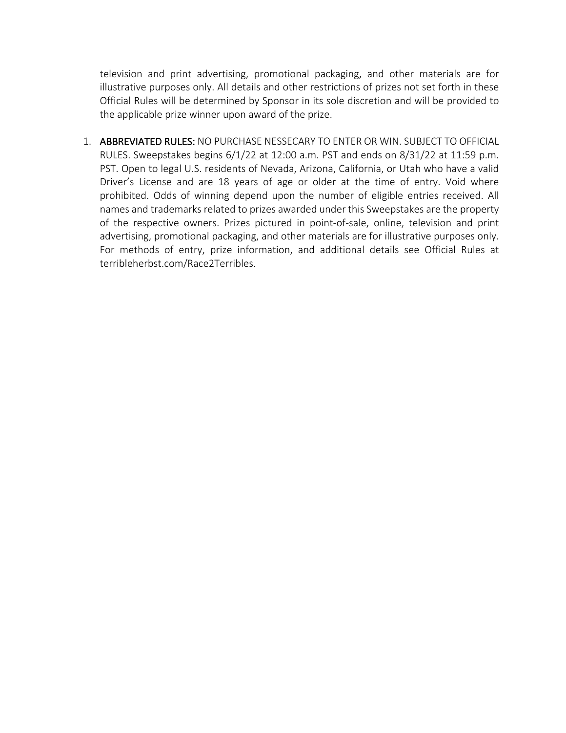television and print advertising, promotional packaging, and other materials are for illustrative purposes only. All details and other restrictions of prizes not set forth in these Official Rules will be determined by Sponsor in its sole discretion and will be provided to the applicable prize winner upon award of the prize.

1. **ABBREVIATED RULES:** NO PURCHASE NESSECARY TO ENTER OR WIN. SUBJECT TO OFFICIAL RULES. Sweepstakes begins 6/1/22 at 12:00 a.m. PST and ends on 8/31/22 at 11:59 p.m. PST. Open to legal U.S. residents of Nevada, Arizona, California, or Utah who have a valid Driver's License and are 18 years of age or older at the time of entry. Void where prohibited. Odds of winning depend upon the number of eligible entries received. All names and trademarks related to prizes awarded under this Sweepstakes are the property of the respective owners. Prizes pictured in point-of-sale, online, television and print advertising, promotional packaging, and other materials are for illustrative purposes only. For methods of entry, prize information, and additional details see Official Rules at terribleherbst.com/Race2Terribles.